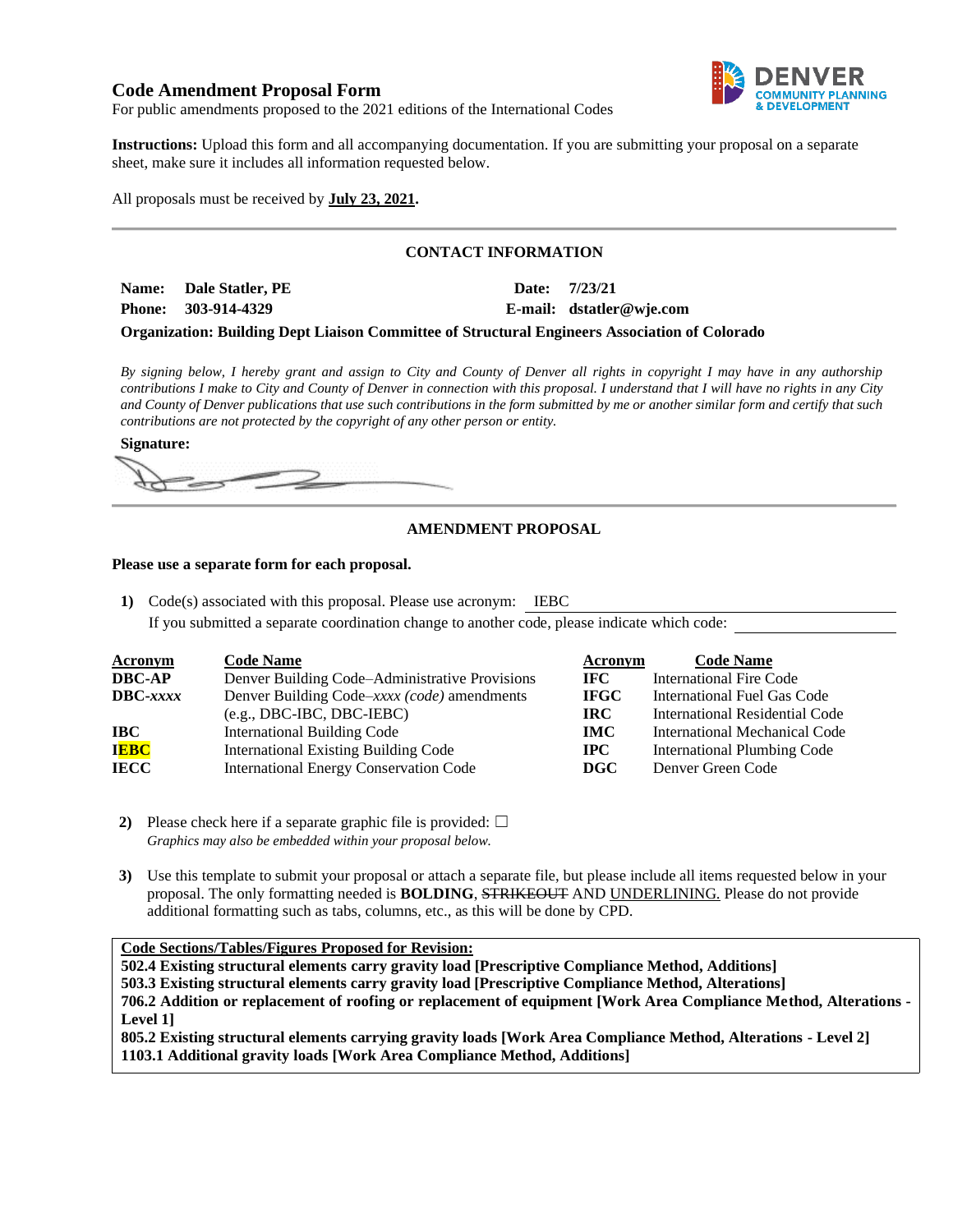# Code Amendment Proposal Form

For public amendments proposed to the 2021 editions of the International Codes

**Instructions:** Upload this form and all accompanying documentation. If you are submitting your proposal on a separate sheet, make sure it includes all information requested below.

All proposals must be received by **July 23, 2021.**

---

## CONTACT INFORMATION

**Name:** Dale Statler, PE **Date:** 7/23/21

**Phone:** 303-914-4329 **E-mail:** dstatler@wje.com

**Organization: Building Dept Liaison Committee of Structural Engineers Association of Colorado**

*By signing below, I hereby grant and assign to City and County of Denver all rights in copyright I may have in any authorship contributions I make to City and County of Denver in connection with this proposal. I understand that I will have no rights in any City and County of Denver publications that use such contributions in the form submitted by me or another similar form and certify that such contributions are not protected by the copyright of any other person or entity.*

**Signature:**

---

## AMENDMENT PROPOSAL

**Please use a separate form for each proposal.**

1) Code(s) associated with this proposal. Please use acronym: IEBC
   If you submitted a separate coordination change to another code, please indicate which code:

| Acronym | Code Name | Acronym | Code Name |
|---|---|---|---|
| **DBC-AP** | Denver Building Code–Administrative Provisions | **IFC** | International Fire Code |
| **DBC-*xxxx*** | Denver Building Code–*xxxx (code)* amendments (e.g., DBC-IBC, DBC-IEBC) | **IFGC** | International Fuel Gas Code |
| **IBC** | International Building Code | **IRC** | International Residential Code |
| **IEBC** | International Existing Building Code | **IMC** | International Mechanical Code |
| **IECC** | International Energy Conservation Code | **IPC** | International Plumbing Code |
| | | **DGC** | Denver Green Code |

2) Please check here if a separate graphic file is provided: ☐
   *Graphics may also be embedded within your proposal below.*

3) Use this template to submit your proposal or attach a separate file, but please include all items requested below in your proposal. The only formatting needed is **BOLDING**, ~~STRIKEOUT~~ AND <u>UNDERLINING.</u> Please do not provide additional formatting such as tabs, columns, etc., as this will be done by CPD.

**<u>Code Sections/Tables/Figures Proposed for Revision:</u>**
**502.4 Existing structural elements carry gravity load [Prescriptive Compliance Method, Additions]**
**503.3 Existing structural elements carry gravity load [Prescriptive Compliance Method, Alterations]**
**706.2 Addition or replacement of roofing or replacement of equipment [Work Area Compliance Method, Alterations - Level 1]**
**805.2 Existing structural elements carrying gravity loads [Work Area Compliance Method, Alterations - Level 2]**
**1103.1 Additional gravity loads [Work Area Compliance Method, Additions]**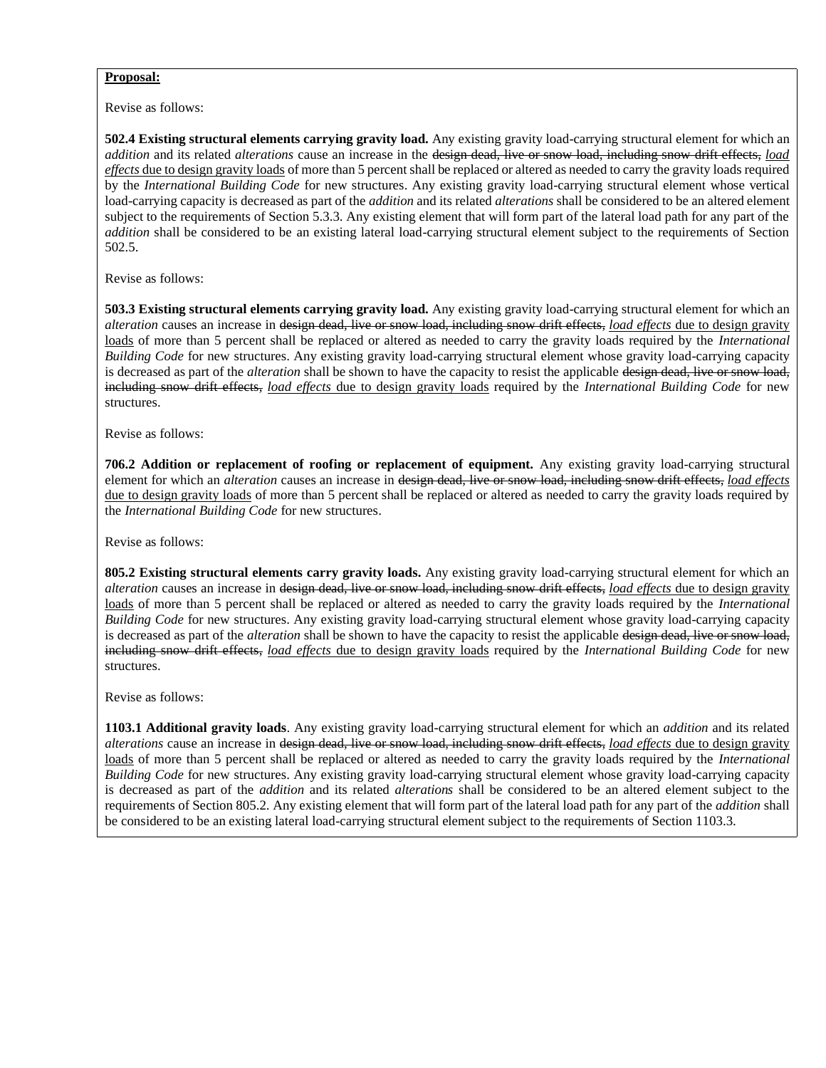**Proposal:**

Revise as follows:

**502.4 Existing structural elements carrying gravity load.** Any existing gravity load-carrying structural element for which an *addition* and its related *alterations* cause an increase in the ~~design dead, live or snow load, including snow drift effects,~~ *load effects* due to design gravity loads of more than 5 percent shall be replaced or altered as needed to carry the gravity loads required by the *International Building Code* for new structures. Any existing gravity load-carrying structural element whose vertical load-carrying capacity is decreased as part of the *addition* and its related *alterations* shall be considered to be an altered element subject to the requirements of Section 5.3.3. Any existing element that will form part of the lateral load path for any part of the *addition* shall be considered to be an existing lateral load-carrying structural element subject to the requirements of Section 502.5.

Revise as follows:

**503.3 Existing structural elements carrying gravity load.** Any existing gravity load-carrying structural element for which an *alteration* causes an increase in ~~design dead, live or snow load, including snow drift effects,~~ *load effects* due to design gravity loads of more than 5 percent shall be replaced or altered as needed to carry the gravity loads required by the *International Building Code* for new structures. Any existing gravity load-carrying structural element whose gravity load-carrying capacity is decreased as part of the *alteration* shall be shown to have the capacity to resist the applicable ~~design dead, live or snow load, including snow drift effects,~~ *load effects* due to design gravity loads required by the *International Building Code* for new structures.

Revise as follows:

**706.2 Addition or replacement of roofing or replacement of equipment.** Any existing gravity load-carrying structural element for which an *alteration* causes an increase in ~~design dead, live or snow load, including snow drift effects,~~ *load effects* due to design gravity loads of more than 5 percent shall be replaced or altered as needed to carry the gravity loads required by the *International Building Code* for new structures.

Revise as follows:

**805.2 Existing structural elements carry gravity loads.** Any existing gravity load-carrying structural element for which an *alteration* causes an increase in ~~design dead, live or snow load, including snow drift effects,~~ *load effects* due to design gravity loads of more than 5 percent shall be replaced or altered as needed to carry the gravity loads required by the *International Building Code* for new structures. Any existing gravity load-carrying structural element whose gravity load-carrying capacity is decreased as part of the *alteration* shall be shown to have the capacity to resist the applicable ~~design dead, live or snow load, including snow drift effects,~~ *load effects* due to design gravity loads required by the *International Building Code* for new structures.

Revise as follows:

**1103.1 Additional gravity loads**. Any existing gravity load-carrying structural element for which an *addition* and its related *alterations* cause an increase in ~~design dead, live or snow load, including snow drift effects,~~ *load effects* due to design gravity loads of more than 5 percent shall be replaced or altered as needed to carry the gravity loads required by the *International Building Code* for new structures. Any existing gravity load-carrying structural element whose gravity load-carrying capacity is decreased as part of the *addition* and its related *alterations* shall be considered to be an altered element subject to the requirements of Section 805.2. Any existing element that will form part of the lateral load path for any part of the *addition* shall be considered to be an existing lateral load-carrying structural element subject to the requirements of Section 1103.3.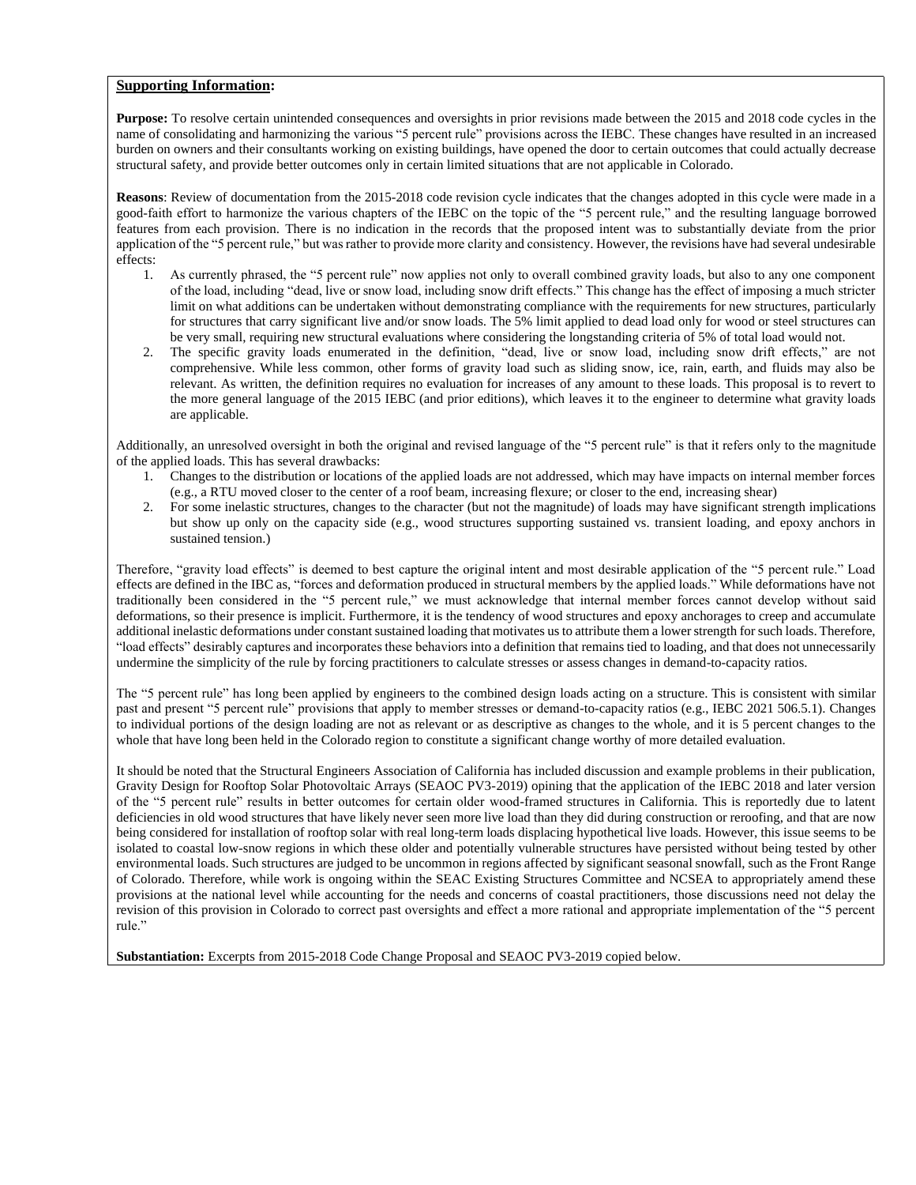**Supporting Information:**

**Purpose:** To resolve certain unintended consequences and oversights in prior revisions made between the 2015 and 2018 code cycles in the name of consolidating and harmonizing the various "5 percent rule" provisions across the IEBC. These changes have resulted in an increased burden on owners and their consultants working on existing buildings, have opened the door to certain outcomes that could actually decrease structural safety, and provide better outcomes only in certain limited situations that are not applicable in Colorado.

**Reasons**: Review of documentation from the 2015-2018 code revision cycle indicates that the changes adopted in this cycle were made in a good-faith effort to harmonize the various chapters of the IEBC on the topic of the "5 percent rule," and the resulting language borrowed features from each provision. There is no indication in the records that the proposed intent was to substantially deviate from the prior application of the "5 percent rule," but was rather to provide more clarity and consistency. However, the revisions have had several undesirable effects:

1. As currently phrased, the "5 percent rule" now applies not only to overall combined gravity loads, but also to any one component of the load, including "dead, live or snow load, including snow drift effects." This change has the effect of imposing a much stricter limit on what additions can be undertaken without demonstrating compliance with the requirements for new structures, particularly for structures that carry significant live and/or snow loads. The 5% limit applied to dead load only for wood or steel structures can be very small, requiring new structural evaluations where considering the longstanding criteria of 5% of total load would not.
2. The specific gravity loads enumerated in the definition, "dead, live or snow load, including snow drift effects," are not comprehensive. While less common, other forms of gravity load such as sliding snow, ice, rain, earth, and fluids may also be relevant. As written, the definition requires no evaluation for increases of any amount to these loads. This proposal is to revert to the more general language of the 2015 IEBC (and prior editions), which leaves it to the engineer to determine what gravity loads are applicable.

Additionally, an unresolved oversight in both the original and revised language of the "5 percent rule" is that it refers only to the magnitude of the applied loads. This has several drawbacks:

1. Changes to the distribution or locations of the applied loads are not addressed, which may have impacts on internal member forces (e.g., a RTU moved closer to the center of a roof beam, increasing flexure; or closer to the end, increasing shear)
2. For some inelastic structures, changes to the character (but not the magnitude) of loads may have significant strength implications but show up only on the capacity side (e.g., wood structures supporting sustained vs. transient loading, and epoxy anchors in sustained tension.)

Therefore, "gravity load effects" is deemed to best capture the original intent and most desirable application of the "5 percent rule." Load effects are defined in the IBC as, "forces and deformation produced in structural members by the applied loads." While deformations have not traditionally been considered in the "5 percent rule," we must acknowledge that internal member forces cannot develop without said deformations, so their presence is implicit. Furthermore, it is the tendency of wood structures and epoxy anchorages to creep and accumulate additional inelastic deformations under constant sustained loading that motivates us to attribute them a lower strength for such loads. Therefore, "load effects" desirably captures and incorporates these behaviors into a definition that remains tied to loading, and that does not unnecessarily undermine the simplicity of the rule by forcing practitioners to calculate stresses or assess changes in demand-to-capacity ratios.

The "5 percent rule" has long been applied by engineers to the combined design loads acting on a structure. This is consistent with similar past and present "5 percent rule" provisions that apply to member stresses or demand-to-capacity ratios (e.g., IEBC 2021 506.5.1). Changes to individual portions of the design loading are not as relevant or as descriptive as changes to the whole, and it is 5 percent changes to the whole that have long been held in the Colorado region to constitute a significant change worthy of more detailed evaluation.

It should be noted that the Structural Engineers Association of California has included discussion and example problems in their publication, Gravity Design for Rooftop Solar Photovoltaic Arrays (SEAOC PV3-2019) opining that the application of the IEBC 2018 and later version of the "5 percent rule" results in better outcomes for certain older wood-framed structures in California. This is reportedly due to latent deficiencies in old wood structures that have likely never seen more live load than they did during construction or reroofing, and that are now being considered for installation of rooftop solar with real long-term loads displacing hypothetical live loads. However, this issue seems to be isolated to coastal low-snow regions in which these older and potentially vulnerable structures have persisted without being tested by other environmental loads. Such structures are judged to be uncommon in regions affected by significant seasonal snowfall, such as the Front Range of Colorado. Therefore, while work is ongoing within the SEAC Existing Structures Committee and NCSEA to appropriately amend these provisions at the national level while accounting for the needs and concerns of coastal practitioners, those discussions need not delay the revision of this provision in Colorado to correct past oversights and effect a more rational and appropriate implementation of the "5 percent rule."

**Substantiation:** Excerpts from 2015-2018 Code Change Proposal and SEAOC PV3-2019 copied below.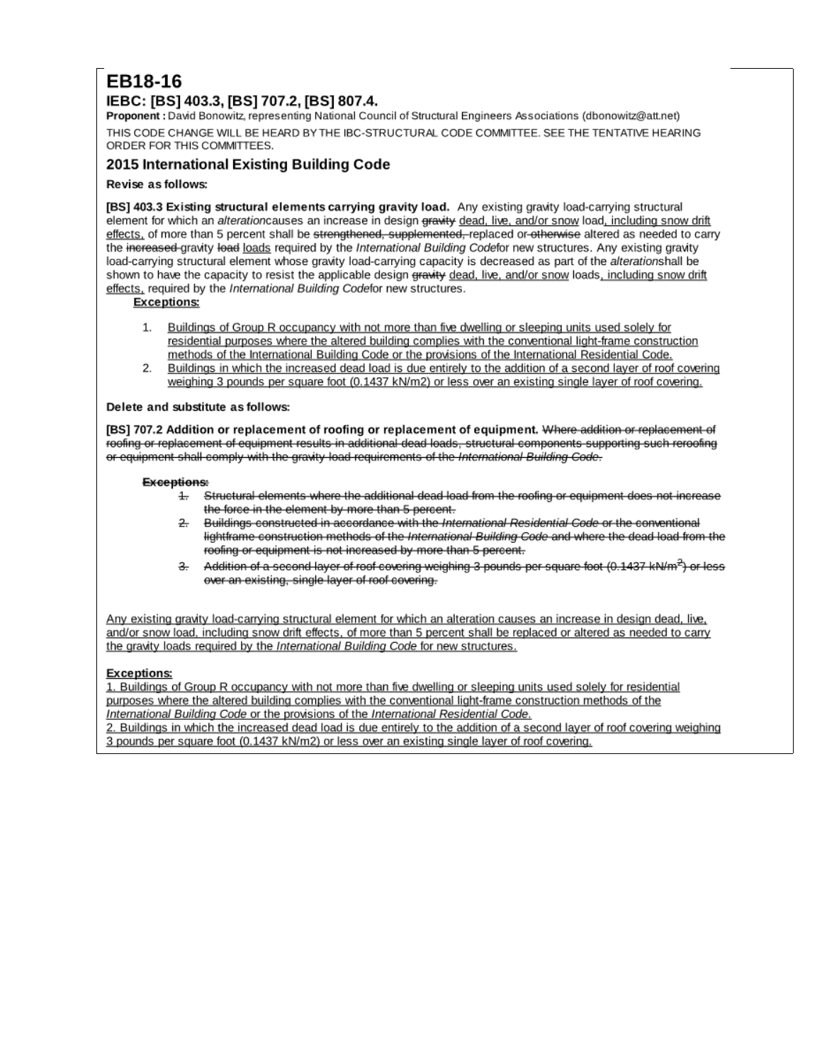# EB18-16

## IEBC: [BS] 403.3, [BS] 707.2, [BS] 807.4.

**Proponent :** David Bonowitz, representing National Council of Structural Engineers Associations (dbonowitz@att.net)

THIS CODE CHANGE WILL BE HEARD BY THE IBC-STRUCTURAL CODE COMMITTEE. SEE THE TENTATIVE HEARING ORDER FOR THIS COMMITTEES.

## 2015 International Existing Building Code

**Revise as follows:**

**[BS] 403.3 Existing structural elements carrying gravity load.** Any existing gravity load-carrying structural element for which an *alteration*causes an increase in design ~~gravity~~ dead, live, and/or snow load, including snow drift effects, of more than 5 percent shall be ~~strengthened, supplemented,~~ replaced or ~~otherwise~~ altered as needed to carry the ~~increased~~ gravity ~~load~~ loads required by the *International Building Code*for new structures. Any existing gravity load-carrying structural element whose gravity load-carrying capacity is decreased as part of the *alteration*shall be shown to have the capacity to resist the applicable design ~~gravity~~ dead, live, and/or snow loads, including snow drift effects, required by the *International Building Code*for new structures.

**Exceptions:**

1. Buildings of Group R occupancy with not more than five dwelling or sleeping units used solely for residential purposes where the altered building complies with the conventional light-frame construction methods of the International Building Code or the provisions of the International Residential Code.
2. Buildings in which the increased dead load is due entirely to the addition of a second layer of roof covering weighing 3 pounds per square foot (0.1437 kN/m2) or less over an existing single layer of roof covering.

**Delete and substitute as follows:**

**[BS] 707.2 Addition or replacement of roofing or replacement of equipment.** ~~Where addition or replacement of roofing or replacement of equipment results in additional dead loads, structural components supporting such reroofing or equipment shall comply with the gravity load requirements of the *International Building Code*.~~

~~**Exceptions:**~~

1. ~~Structural elements where the additional dead load from the roofing or equipment does not increase the force in the element by more than 5 percent.~~
2. ~~Buildings constructed in accordance with the *International Residential Code* or the conventional lightframe construction methods of the *International Building Code* and where the dead load from the roofing or equipment is not increased by more than 5 percent.~~
3. ~~Addition of a second layer of roof covering weighing 3 pounds per square foot (0.1437 kN/m$^2$) or less over an existing, single layer of roof covering.~~

Any existing gravity load-carrying structural element for which an alteration causes an increase in design dead, live, and/or snow load, including snow drift effects, of more than 5 percent shall be replaced or altered as needed to carry the gravity loads required by the *International Building Code* for new structures.

**Exceptions:**

1. Buildings of Group R occupancy with not more than five dwelling or sleeping units used solely for residential purposes where the altered building complies with the conventional light-frame construction methods of the *International Building Code* or the provisions of the *International Residential Code*.
2. Buildings in which the increased dead load is due entirely to the addition of a second layer of roof covering weighing 3 pounds per square foot (0.1437 kN/m2) or less over an existing single layer of roof covering.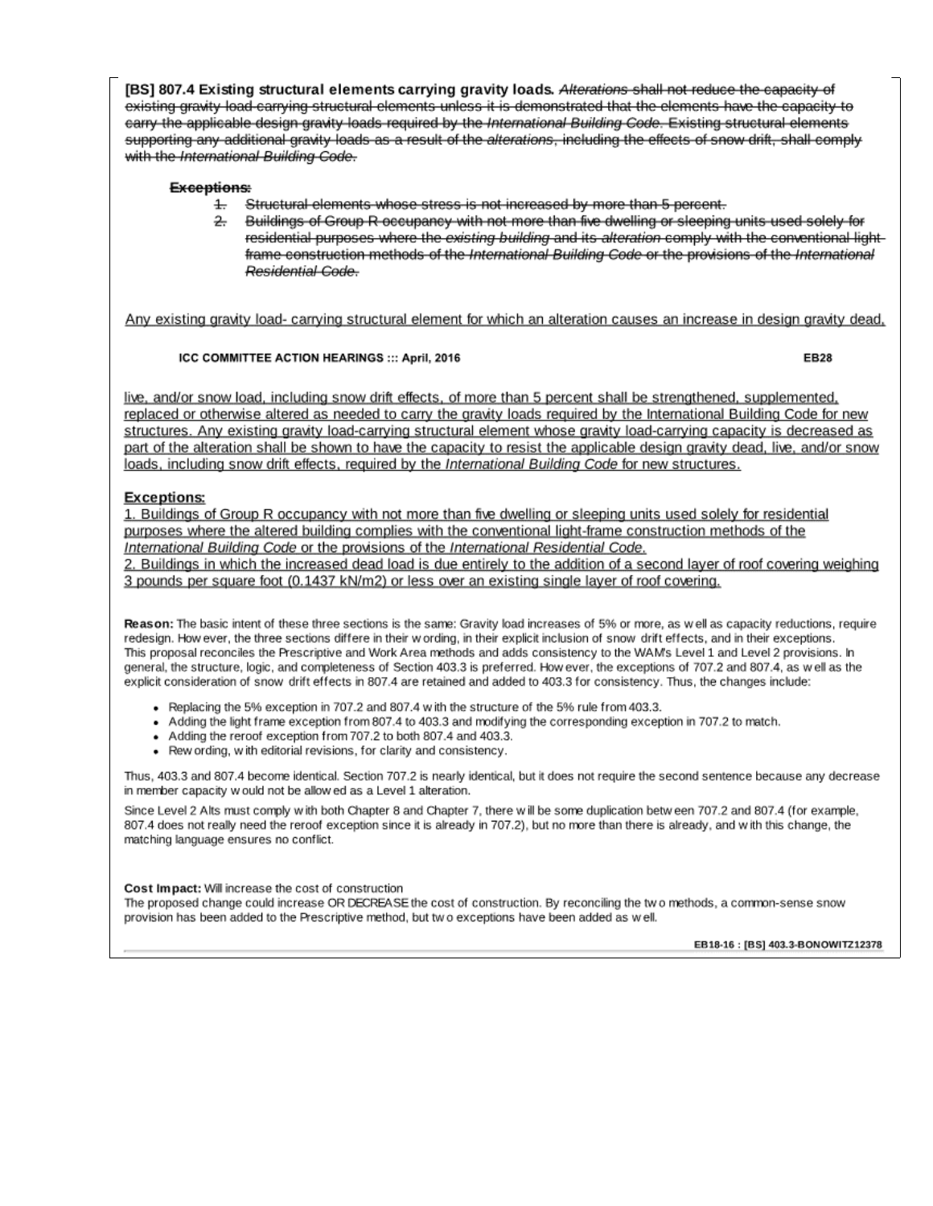**[BS] 807.4 Existing structural elements carrying gravity loads.** ~~*Alterations* shall not reduce the capacity of existing gravity load-carrying structural elements unless it is demonstrated that the elements have the capacity to carry the applicable design gravity loads required by the *International Building Code*. Existing structural elements supporting any additional gravity loads as a result of the *alterations*, including the effects of snow drift, shall comply with the *International Building Code*.~~

~~**Exceptions:**~~

1. ~~Structural elements whose stress is not increased by more than 5 percent.~~
2. ~~Buildings of Group R occupancy with not more than five dwelling or sleeping units used solely for residential purposes where the *existing building* and its *alteration* comply with the conventional light-frame construction methods of the *International Building Code* or the provisions of the *International Residential Code*.~~

<u>Any existing gravity load- carrying structural element for which an alteration causes an increase in design gravity dead, live, and/or snow load, including snow drift effects, of more than 5 percent shall be strengthened, supplemented, replaced or otherwise altered as needed to carry the gravity loads required by the International Building Code for new structures. Any existing gravity load-carrying structural element whose gravity load-carrying capacity is decreased as part of the alteration shall be shown to have the capacity to resist the applicable design gravity dead, live, and/or snow loads, including snow drift effects, required by the *International Building Code* for new structures.</u>

<u>**Exceptions:**</u>

<u>1. Buildings of Group R occupancy with not more than five dwelling or sleeping units used solely for residential purposes where the altered building complies with the conventional light-frame construction methods of the *International Building Code* or the provisions of the *International Residential Code*.</u>

<u>2. Buildings in which the increased dead load is due entirely to the addition of a second layer of roof covering weighing 3 pounds per square foot (0.1437 kN/m2) or less over an existing single layer of roof covering.</u>

**Reason:** The basic intent of these three sections is the same: Gravity load increases of 5% or more, as well as capacity reductions, require redesign. However, the three sections differe in their wording, in their explicit inclusion of snow drift effects, and in their exceptions. This proposal reconciles the Prescriptive and Work Area methods and adds consistency to the WAM's Level 1 and Level 2 provisions. In general, the structure, logic, and completeness of Section 403.3 is preferred. However, the exceptions of 707.2 and 807.4, as well as the explicit consideration of snow drift effects in 807.4 are retained and added to 403.3 for consistency. Thus, the changes include:

- Replacing the 5% exception in 707.2 and 807.4 with the structure of the 5% rule from 403.3.
- Adding the light frame exception from 807.4 to 403.3 and modifying the corresponding exception in 707.2 to match.
- Adding the reroof exception from 707.2 to both 807.4 and 403.3.
- Rewording, with editorial revisions, for clarity and consistency.

Thus, 403.3 and 807.4 become identical. Section 707.2 is nearly identical, but it does not require the second sentence because any decrease in member capacity would not be allowed as a Level 1 alteration.

Since Level 2 Alts must comply with both Chapter 8 and Chapter 7, there will be some duplication between 707.2 and 807.4 (for example, 807.4 does not really need the reroof exception since it is already in 707.2), but no more than there is already, and with this change, the matching language ensures no conflict.

**Cost Impact:** Will increase the cost of construction

The proposed change could increase OR DECREASE the cost of construction. By reconciling the two methods, a common-sense snow provision has been added to the Prescriptive method, but two exceptions have been added as well.

EB18-16 : [BS] 403.3-BONOWITZ12378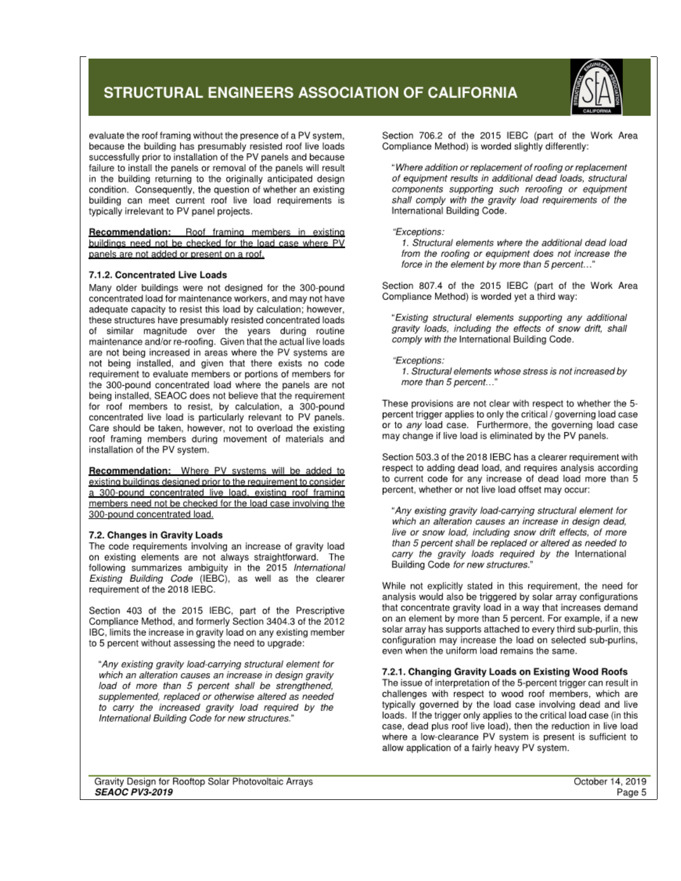evaluate the roof framing without the presence of a PV system, because the building has presumably resisted roof live loads successfully prior to installation of the PV panels and because failure to install the panels or removal of the panels will result in the building returning to the originally anticipated design condition. Consequently, the question of whether an existing building can meet current roof live load requirements is typically irrelevant to PV panel projects.

**Recommendation:** <u>Roof framing members in existing buildings need not be checked for the load case where PV panels are not added or present on a roof.</u>

### 7.1.2. Concentrated Live Loads

Many older buildings were not designed for the 300-pound concentrated load for maintenance workers, and may not have adequate capacity to resist this load by calculation; however, these structures have presumably resisted concentrated loads of similar magnitude over the years during routine maintenance and/or re-roofing. Given that the actual live loads are not being increased in areas where the PV systems are not being installed, and given that there exists no code requirement to evaluate members or portions of members for the 300-pound concentrated load where the panels are not being installed, SEAOC does not believe that the requirement for roof members to resist, by calculation, a 300-pound concentrated live load is particularly relevant to PV panels. Care should be taken, however, not to overload the existing roof framing members during movement of materials and installation of the PV system.

**Recommendation:** <u>Where PV systems will be added to existing buildings designed prior to the requirement to consider a 300-pound concentrated live load, existing roof framing members need not be checked for the load case involving the 300-pound concentrated load.</u>

## 7.2. Changes in Gravity Loads

The code requirements involving an increase of gravity load on existing elements are not always straightforward. The following summarizes ambiguity in the 2015 *International Existing Building Code* (IEBC), as well as the clearer requirement of the 2018 IEBC.

Section 403 of the 2015 IEBC, part of the Prescriptive Compliance Method, and formerly Section 3404.3 of the 2012 IBC, limits the increase in gravity load on any existing member to 5 percent without assessing the need to upgrade:

> "*Any existing gravity load-carrying structural element for which an alteration causes an increase in design gravity load of more than 5 percent shall be strengthened, supplemented, replaced or otherwise altered as needed to carry the increased gravity load required by the International Building Code for new structures.*"

Section 706.2 of the 2015 IEBC (part of the Work Area Compliance Method) is worded slightly differently:

> "*Where addition or replacement of roofing or replacement of equipment results in additional dead loads, structural components supporting such reroofing or equipment shall comply with the gravity load requirements of the* International Building Code.
>
> "*Exceptions:*
> *1. Structural elements where the additional dead load from the roofing or equipment does not increase the force in the element by more than 5 percent…*"

Section 807.4 of the 2015 IEBC (part of the Work Area Compliance Method) is worded yet a third way:

> "*Existing structural elements supporting any additional gravity loads, including the effects of snow drift, shall comply with the* International Building Code.
>
> "*Exceptions:*
> *1. Structural elements whose stress is not increased by more than 5 percent…*"

These provisions are not clear with respect to whether the 5-percent trigger applies to only the critical / governing load case or to *any* load case. Furthermore, the governing load case may change if live load is eliminated by the PV panels.

Section 503.3 of the 2018 IEBC has a clearer requirement with respect to adding dead load, and requires analysis according to current code for any increase of dead load more than 5 percent, whether or not live load offset may occur:

> "*Any existing gravity load-carrying structural element for which an alteration causes an increase in design dead, live or snow load, including snow drift effects, of more than 5 percent shall be replaced or altered as needed to carry the gravity loads required by the* International Building Code *for new structures.*"

While not explicitly stated in this requirement, the need for analysis would also be triggered by solar array configurations that concentrate gravity load in a way that increases demand on an element by more than 5 percent. For example, if a new solar array has supports attached to every third sub-purlin, this configuration may increase the load on selected sub-purlins, even when the uniform load remains the same.

### 7.2.1. Changing Gravity Loads on Existing Wood Roofs

The issue of interpretation of the 5-percent trigger can result in challenges with respect to wood roof members, which are typically governed by the load case involving dead and live loads. If the trigger only applies to the critical load case (in this case, dead plus roof live load), then the reduction in live load where a low-clearance PV system is present is sufficient to allow application of a fairly heavy PV system.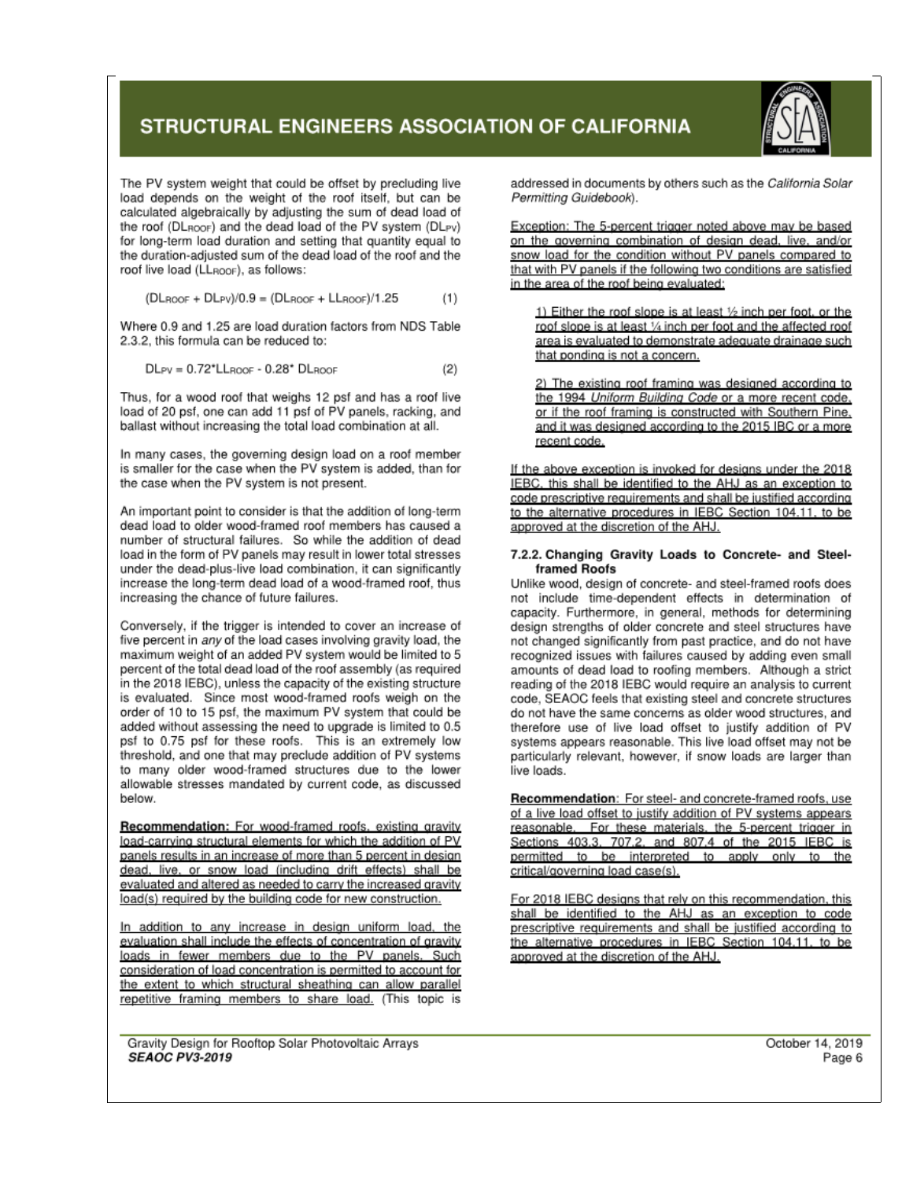The PV system weight that could be offset by precluding live load depends on the weight of the roof itself, but can be calculated algebraically by adjusting the sum of dead load of the roof ($DL_{ROOF}$) and the dead load of the PV system ($DL_{PV}$) for long-term load duration and setting that quantity equal to the duration-adjusted sum of the dead load of the roof and the roof live load ($LL_{ROOF}$), as follows:

$$(DL_{ROOF} + DL_{PV})/0.9 = (DL_{ROOF} + LL_{ROOF})/1.25 \qquad (1)$$

Where 0.9 and 1.25 are load duration factors from NDS Table 2.3.2, this formula can be reduced to:

$$DL_{PV} = 0.72^{*}LL_{ROOF} - 0.28^{*}\ DL_{ROOF} \qquad (2)$$

Thus, for a wood roof that weighs 12 psf and has a roof live load of 20 psf, one can add 11 psf of PV panels, racking, and ballast without increasing the total load combination at all.

In many cases, the governing design load on a roof member is smaller for the case when the PV system is added, than for the case when the PV system is not present.

An important point to consider is that the addition of long-term dead load to older wood-framed roof members has caused a number of structural failures. So while the addition of dead load in the form of PV panels may result in lower total stresses under the dead-plus-live load combination, it can significantly increase the long-term dead load of a wood-framed roof, thus increasing the chance of future failures.

Conversely, if the trigger is intended to cover an increase of five percent in *any* of the load cases involving gravity load, the maximum weight of an added PV system would be limited to 5 percent of the total dead load of the roof assembly (as required in the 2018 IEBC), unless the capacity of the existing structure is evaluated. Since most wood-framed roofs weigh on the order of 10 to 15 psf, the maximum PV system that could be added without assessing the need to upgrade is limited to 0.5 psf to 0.75 psf for these roofs. This is an extremely low threshold, and one that may preclude addition of PV systems to many older wood-framed structures due to the lower allowable stresses mandated by current code, as discussed below.

**Recommendation:** For wood-framed roofs, existing gravity load-carrying structural elements for which the addition of PV panels results in an increase of more than 5 percent in design dead, live, or snow load (including drift effects) shall be evaluated and altered as needed to carry the increased gravity load(s) required by the building code for new construction.

In addition to any increase in design uniform load, the evaluation shall include the effects of concentration of gravity loads in fewer members due to the PV panels. Such consideration of load concentration is permitted to account for the extent to which structural sheathing can allow parallel repetitive framing members to share load. (This topic is addressed in documents by others such as the *California Solar Permitting Guidebook*).

Exception: The 5-percent trigger noted above may be based on the governing combination of design dead, live, and/or snow load for the condition without PV panels compared to that with PV panels if the following two conditions are satisfied in the area of the roof being evaluated:

1) Either the roof slope is at least ½ inch per foot, or the roof slope is at least ¼ inch per foot and the affected roof area is evaluated to demonstrate adequate drainage such that ponding is not a concern.

2) The existing roof framing was designed according to the 1994 *Uniform Building Code* or a more recent code, or if the roof framing is constructed with Southern Pine, and it was designed according to the 2015 IBC or a more recent code.

If the above exception is invoked for designs under the 2018 IEBC, this shall be identified to the AHJ as an exception to code prescriptive requirements and shall be justified according to the alternative procedures in IEBC Section 104.11, to be approved at the discretion of the AHJ.

### 7.2.2. Changing Gravity Loads to Concrete- and Steel-framed Roofs

Unlike wood, design of concrete- and steel-framed roofs does not include time-dependent effects in determination of capacity. Furthermore, in general, methods for determining design strengths of older concrete and steel structures have not changed significantly from past practice, and do not have recognized issues with failures caused by adding even small amounts of dead load to roofing members. Although a strict reading of the 2018 IEBC would require an analysis to current code, SEAOC feels that existing steel and concrete structures do not have the same concerns as older wood structures, and therefore use of live load offset to justify addition of PV systems appears reasonable. This live load offset may not be particularly relevant, however, if snow loads are larger than live loads.

**Recommendation**: For steel- and concrete-framed roofs, use of a live load offset to justify addition of PV systems appears reasonable. For these materials, the 5-percent trigger in Sections 403.3, 707.2, and 807.4 of the 2015 IEBC is permitted to be interpreted to apply only to the critical/governing load case(s).

For 2018 IEBC designs that rely on this recommendation, this shall be identified to the AHJ as an exception to code prescriptive requirements and shall be justified according to the alternative procedures in IEBC Section 104.11, to be approved at the discretion of the AHJ.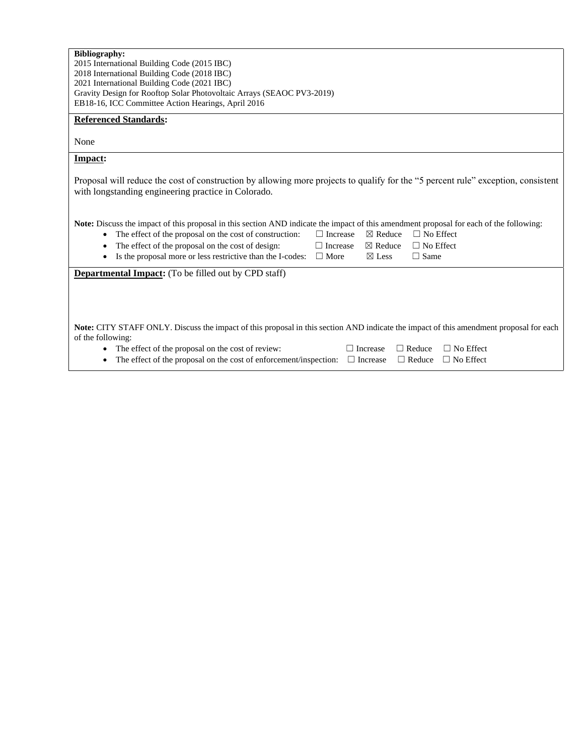**Bibliography:**
2015 International Building Code (2015 IBC)
2018 International Building Code (2018 IBC)
2021 International Building Code (2021 IBC)
Gravity Design for Rooftop Solar Photovoltaic Arrays (SEAOC PV3-2019)
EB18-16, ICC Committee Action Hearings, April 2016

**Referenced Standards:**

None

**Impact:**

Proposal will reduce the cost of construction by allowing more projects to qualify for the "5 percent rule" exception, consistent with longstanding engineering practice in Colorado.

**Note:** Discuss the impact of this proposal in this section AND indicate the impact of this amendment proposal for each of the following:

- The effect of the proposal on the cost of construction: ☐ Increase ☒ Reduce ☐ No Effect
- The effect of the proposal on the cost of design: ☐ Increase ☒ Reduce ☐ No Effect
- Is the proposal more or less restrictive than the I-codes: ☐ More ☒ Less ☐ Same

**Departmental Impact:** (To be filled out by CPD staff)

**Note:** CITY STAFF ONLY. Discuss the impact of this proposal in this section AND indicate the impact of this amendment proposal for each of the following:

- The effect of the proposal on the cost of review: ☐ Increase ☐ Reduce ☐ No Effect
- The effect of the proposal on the cost of enforcement/inspection: ☐ Increase ☐ Reduce ☐ No Effect